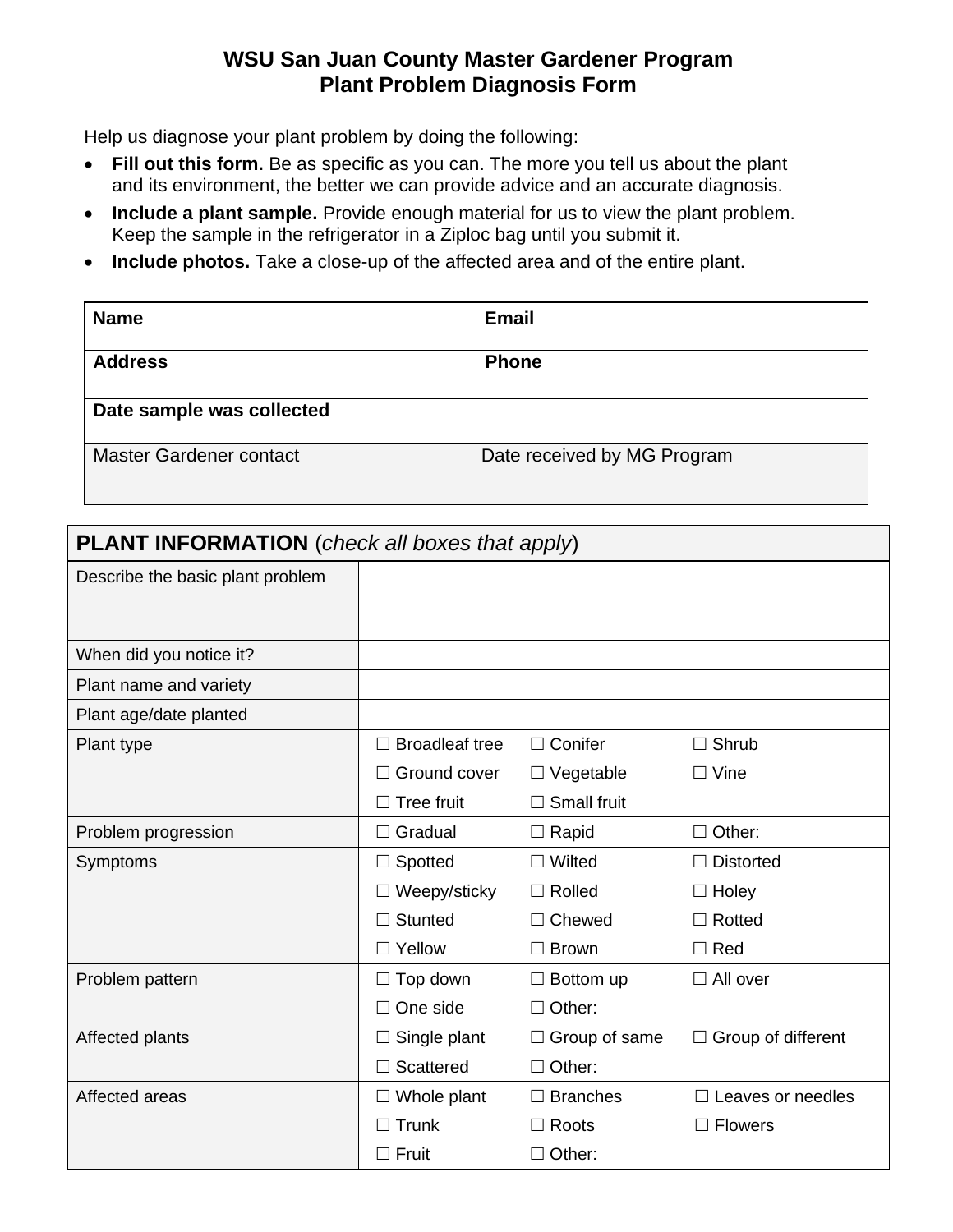# WSU San Juan County Master Gardener Program
## Plant Problem Diagnosis Form

Help us diagnose your plant problem by doing the following:

- **Fill out this form.** Be as specific as you can. The more you tell us about the plant and its environment, the better we can provide advice and an accurate diagnosis.
- **Include a plant sample.** Provide enough material for us to view the plant problem. Keep the sample in the refrigerator in a Ziploc bag until you submit it.
- **Include photos.** Take a close-up of the affected area and of the entire plant.

| **Name** | **Email** |
| --- | --- |
| **Address** | **Phone** |
| **Date sample was collected** | |
| Master Gardener contact | Date received by MG Program |

| **PLANT INFORMATION** (*check all boxes that apply*) | | | |
| --- | --- | --- | --- |
| Describe the basic plant problem | | | |
| When did you notice it? | | | |
| Plant name and variety | | | |
| Plant age/date planted | | | |
| Plant type | ☐ Broadleaf tree | ☐ Conifer | ☐ Shrub |
| | ☐ Ground cover | ☐ Vegetable | ☐ Vine |
| | ☐ Tree fruit | ☐ Small fruit | |
| Problem progression | ☐ Gradual | ☐ Rapid | ☐ Other: |
| Symptoms | ☐ Spotted | ☐ Wilted | ☐ Distorted |
| | ☐ Weepy/sticky | ☐ Rolled | ☐ Holey |
| | ☐ Stunted | ☐ Chewed | ☐ Rotted |
| | ☐ Yellow | ☐ Brown | ☐ Red |
| Problem pattern | ☐ Top down | ☐ Bottom up | ☐ All over |
| | ☐ One side | ☐ Other: | |
| Affected plants | ☐ Single plant | ☐ Group of same | ☐ Group of different |
| | ☐ Scattered | ☐ Other: | |
| Affected areas | ☐ Whole plant | ☐ Branches | ☐ Leaves or needles |
| | ☐ Trunk | ☐ Roots | ☐ Flowers |
| | ☐ Fruit | ☐ Other: | |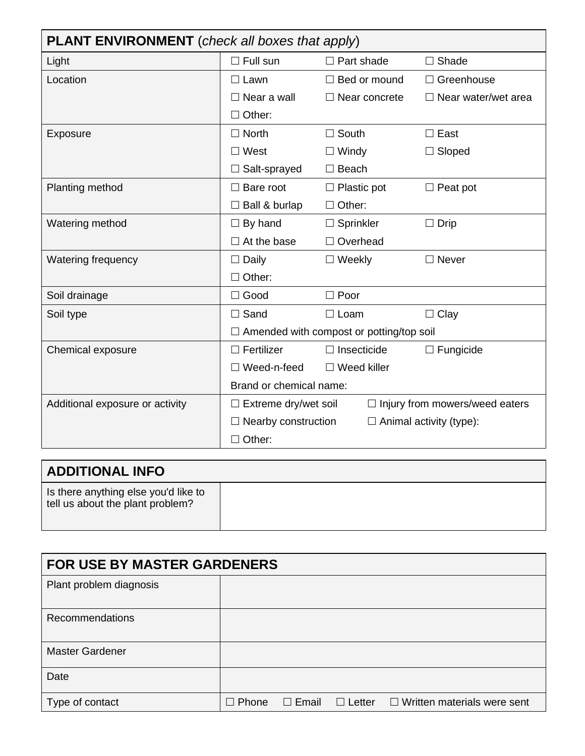| **PLANT ENVIRONMENT** (*check all boxes that apply*) | |
|---|---|
| Light | ☐ Full sun ☐ Part shade ☐ Shade |
| Location | ☐ Lawn ☐ Bed or mound ☐ Greenhouse<br>☐ Near a wall ☐ Near concrete ☐ Near water/wet area<br>☐ Other: |
| Exposure | ☐ North ☐ South ☐ East<br>☐ West ☐ Windy ☐ Sloped<br>☐ Salt-sprayed ☐ Beach |
| Planting method | ☐ Bare root ☐ Plastic pot ☐ Peat pot<br>☐ Ball & burlap ☐ Other: |
| Watering method | ☐ By hand ☐ Sprinkler ☐ Drip<br>☐ At the base ☐ Overhead |
| Watering frequency | ☐ Daily ☐ Weekly ☐ Never<br>☐ Other: |
| Soil drainage | ☐ Good ☐ Poor |
| Soil type | ☐ Sand ☐ Loam ☐ Clay<br>☐ Amended with compost or potting/top soil |
| Chemical exposure | ☐ Fertilizer ☐ Insecticide ☐ Fungicide<br>☐ Weed-n-feed ☐ Weed killer<br>Brand or chemical name: |
| Additional exposure or activity | ☐ Extreme dry/wet soil ☐ Injury from mowers/weed eaters<br>☐ Nearby construction ☐ Animal activity (type):<br>☐ Other: |

| **ADDITIONAL INFO** | |
|---|---|
| Is there anything else you'd like to tell us about the plant problem? | |

| **FOR USE BY MASTER GARDENERS** | |
|---|---|
| Plant problem diagnosis | |
| Recommendations | |
| Master Gardener | |
| Date | |
| Type of contact | ☐ Phone ☐ Email ☐ Letter ☐ Written materials were sent |